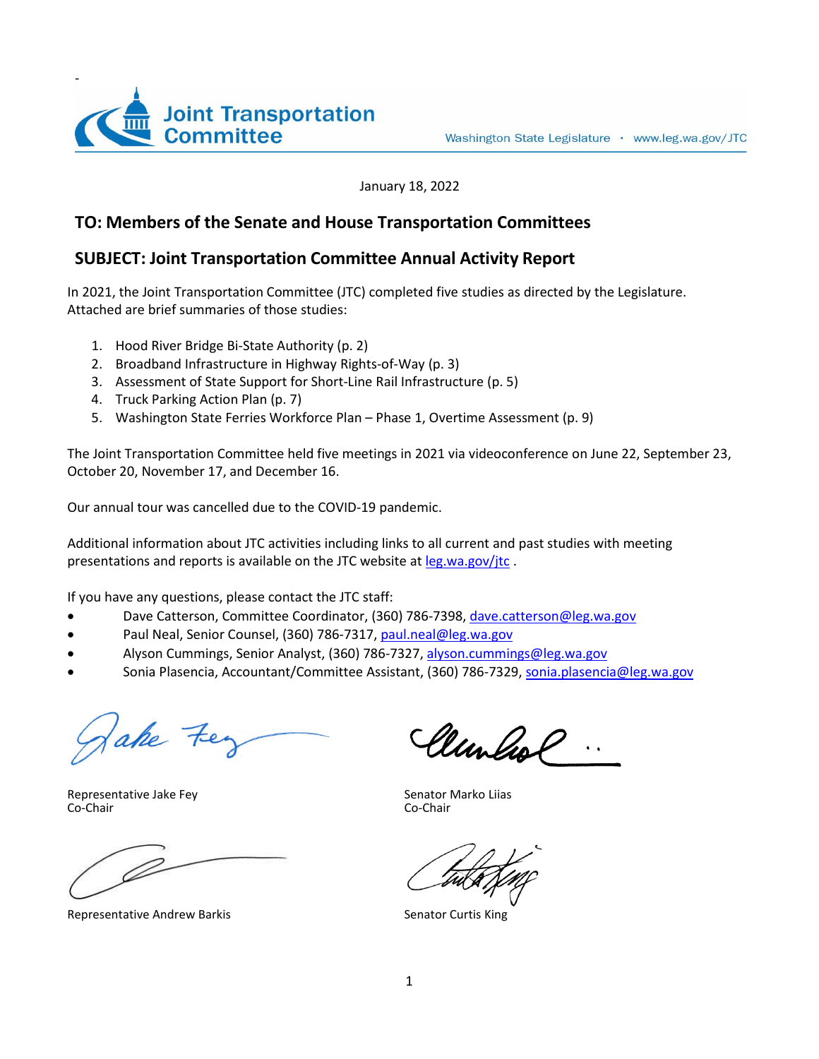Joint Transportation Committee

Washington State Legislature · www.leg.wa.gov/JTC

January 18, 2022

## TO: Members of the Senate and House Transportation Committees

## SUBJECT: Joint Transportation Committee Annual Activity Report

In 2021, the Joint Transportation Committee (JTC) completed five studies as directed by the Legislature. Attached are brief summaries of those studies:

1. Hood River Bridge Bi-State Authority (p. 2)
2. Broadband Infrastructure in Highway Rights-of-Way (p. 3)
3. Assessment of State Support for Short-Line Rail Infrastructure (p. 5)
4. Truck Parking Action Plan (p. 7)
5. Washington State Ferries Workforce Plan – Phase 1, Overtime Assessment (p. 9)

The Joint Transportation Committee held five meetings in 2021 via videoconference on June 22, September 23, October 20, November 17, and December 16.

Our annual tour was cancelled due to the COVID-19 pandemic.

Additional information about JTC activities including links to all current and past studies with meeting presentations and reports is available on the JTC website at leg.wa.gov/jtc .

If you have any questions, please contact the JTC staff:

- Dave Catterson, Committee Coordinator, (360) 786-7398, dave.catterson@leg.wa.gov
- Paul Neal, Senior Counsel, (360) 786-7317, paul.neal@leg.wa.gov
- Alyson Cummings, Senior Analyst, (360) 786-7327, alyson.cummings@leg.wa.gov
- Sonia Plasencia, Accountant/Committee Assistant, (360) 786-7329, sonia.plasencia@leg.wa.gov

Representative Jake Fey
Co-Chair

Senator Marko Liias
Co-Chair

Representative Andrew Barkis

Senator Curtis King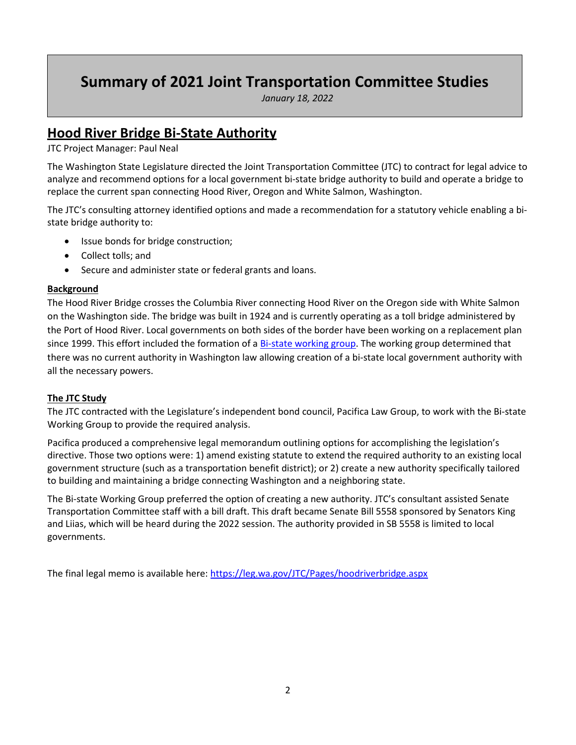# Summary of 2021 Joint Transportation Committee Studies

*January 18, 2022*

## Hood River Bridge Bi-State Authority

JTC Project Manager: Paul Neal

The Washington State Legislature directed the Joint Transportation Committee (JTC) to contract for legal advice to analyze and recommend options for a local government bi-state bridge authority to build and operate a bridge to replace the current span connecting Hood River, Oregon and White Salmon, Washington.

The JTC's consulting attorney identified options and made a recommendation for a statutory vehicle enabling a bi-state bridge authority to:

- Issue bonds for bridge construction;
- Collect tolls; and
- Secure and administer state or federal grants and loans.

### Background

The Hood River Bridge crosses the Columbia River connecting Hood River on the Oregon side with White Salmon on the Washington side. The bridge was built in 1924 and is currently operating as a toll bridge administered by the Port of Hood River. Local governments on both sides of the border have been working on a replacement plan since 1999. This effort included the formation of a Bi-state working group. The working group determined that there was no current authority in Washington law allowing creation of a bi-state local government authority with all the necessary powers.

### The JTC Study

The JTC contracted with the Legislature's independent bond council, Pacifica Law Group, to work with the Bi-state Working Group to provide the required analysis.

Pacifica produced a comprehensive legal memorandum outlining options for accomplishing the legislation's directive. Those two options were: 1) amend existing statute to extend the required authority to an existing local government structure (such as a transportation benefit district); or 2) create a new authority specifically tailored to building and maintaining a bridge connecting Washington and a neighboring state.

The Bi-state Working Group preferred the option of creating a new authority. JTC's consultant assisted Senate Transportation Committee staff with a bill draft. This draft became Senate Bill 5558 sponsored by Senators King and Liias, which will be heard during the 2022 session. The authority provided in SB 5558 is limited to local governments.

The final legal memo is available here: https://leg.wa.gov/JTC/Pages/hoodriverbridge.aspx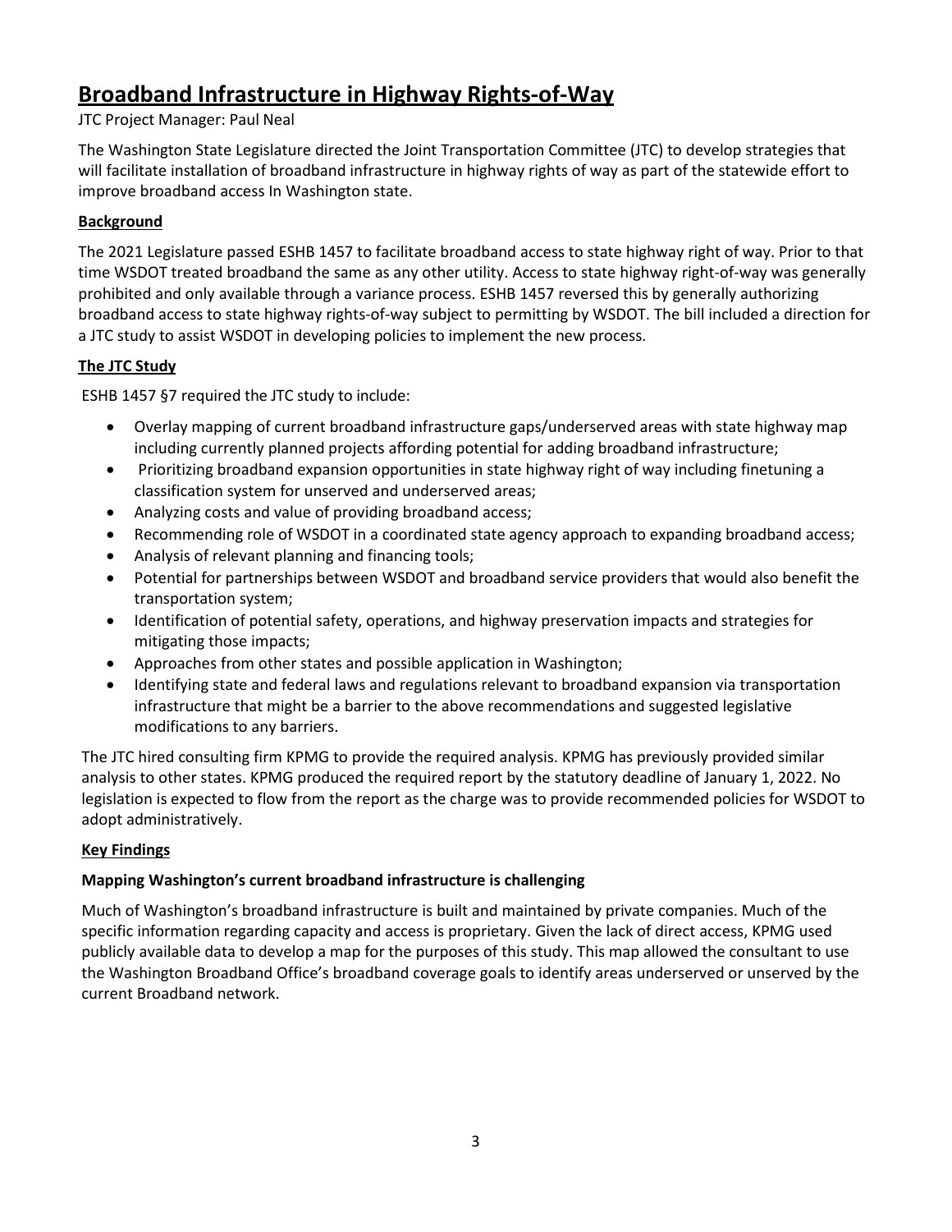# Broadband Infrastructure in Highway Rights-of-Way

JTC Project Manager: Paul Neal

The Washington State Legislature directed the Joint Transportation Committee (JTC) to develop strategies that will facilitate installation of broadband infrastructure in highway rights of way as part of the statewide effort to improve broadband access In Washington state.

## Background

The 2021 Legislature passed ESHB 1457 to facilitate broadband access to state highway right of way. Prior to that time WSDOT treated broadband the same as any other utility. Access to state highway right-of-way was generally prohibited and only available through a variance process. ESHB 1457 reversed this by generally authorizing broadband access to state highway rights-of-way subject to permitting by WSDOT. The bill included a direction for a JTC study to assist WSDOT in developing policies to implement the new process.

## The JTC Study

ESHB 1457 §7 required the JTC study to include:

- Overlay mapping of current broadband infrastructure gaps/underserved areas with state highway map including currently planned projects affording potential for adding broadband infrastructure;
- Prioritizing broadband expansion opportunities in state highway right of way including finetuning a classification system for unserved and underserved areas;
- Analyzing costs and value of providing broadband access;
- Recommending role of WSDOT in a coordinated state agency approach to expanding broadband access;
- Analysis of relevant planning and financing tools;
- Potential for partnerships between WSDOT and broadband service providers that would also benefit the transportation system;
- Identification of potential safety, operations, and highway preservation impacts and strategies for mitigating those impacts;
- Approaches from other states and possible application in Washington;
- Identifying state and federal laws and regulations relevant to broadband expansion via transportation infrastructure that might be a barrier to the above recommendations and suggested legislative modifications to any barriers.

The JTC hired consulting firm KPMG to provide the required analysis. KPMG has previously provided similar analysis to other states. KPMG produced the required report by the statutory deadline of January 1, 2022. No legislation is expected to flow from the report as the charge was to provide recommended policies for WSDOT to adopt administratively.

## Key Findings

### Mapping Washington's current broadband infrastructure is challenging

Much of Washington's broadband infrastructure is built and maintained by private companies. Much of the specific information regarding capacity and access is proprietary. Given the lack of direct access, KPMG used publicly available data to develop a map for the purposes of this study. This map allowed the consultant to use the Washington Broadband Office's broadband coverage goals to identify areas underserved or unserved by the current Broadband network.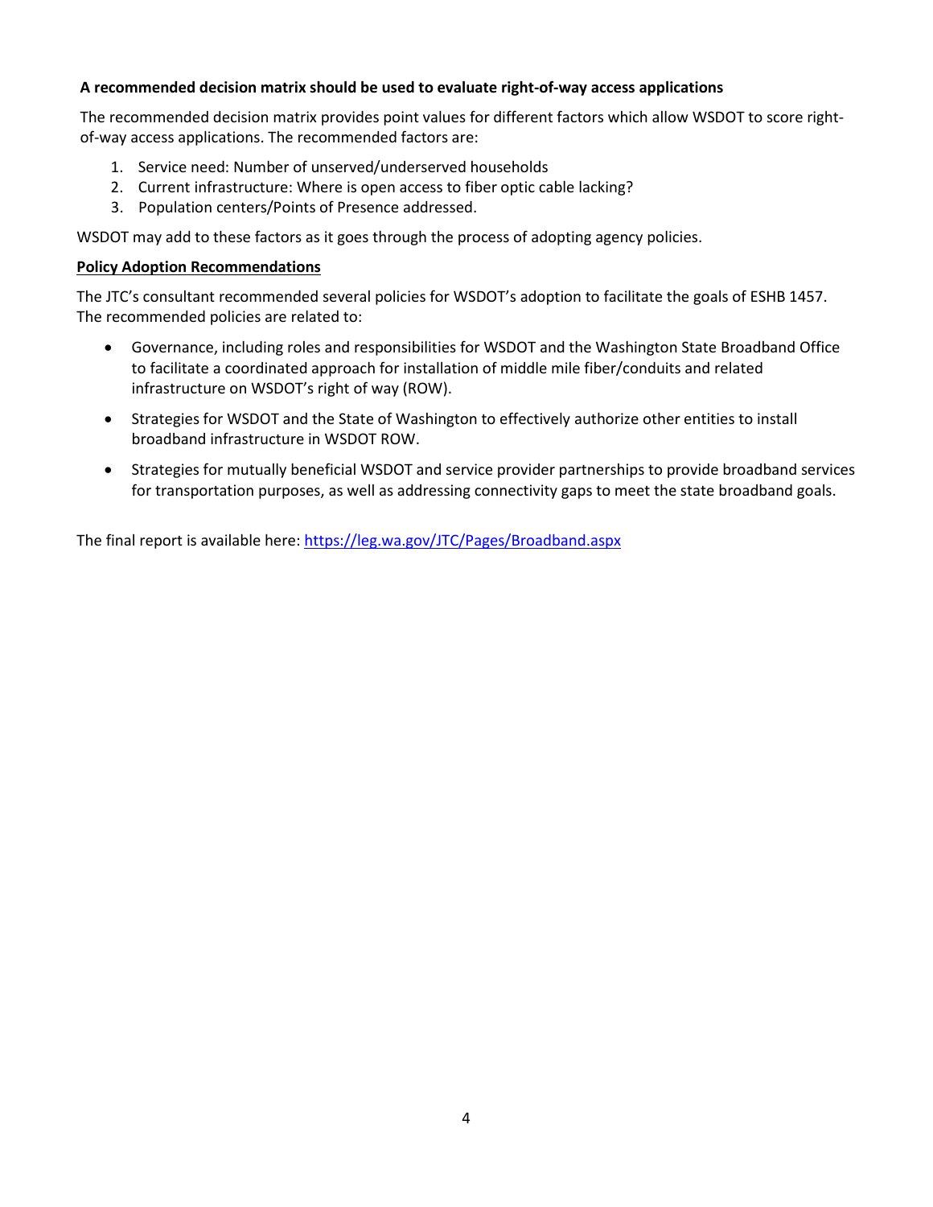**A recommended decision matrix should be used to evaluate right-of-way access applications**

The recommended decision matrix provides point values for different factors which allow WSDOT to score right-of-way access applications. The recommended factors are:

1. Service need: Number of unserved/underserved households
2. Current infrastructure: Where is open access to fiber optic cable lacking?
3. Population centers/Points of Presence addressed.

WSDOT may add to these factors as it goes through the process of adopting agency policies.

**Policy Adoption Recommendations**

The JTC's consultant recommended several policies for WSDOT's adoption to facilitate the goals of ESHB 1457. The recommended policies are related to:

- Governance, including roles and responsibilities for WSDOT and the Washington State Broadband Office to facilitate a coordinated approach for installation of middle mile fiber/conduits and related infrastructure on WSDOT's right of way (ROW).
- Strategies for WSDOT and the State of Washington to effectively authorize other entities to install broadband infrastructure in WSDOT ROW.
- Strategies for mutually beneficial WSDOT and service provider partnerships to provide broadband services for transportation purposes, as well as addressing connectivity gaps to meet the state broadband goals.

The final report is available here: [https://leg.wa.gov/JTC/Pages/Broadband.aspx](https://leg.wa.gov/JTC/Pages/Broadband.aspx)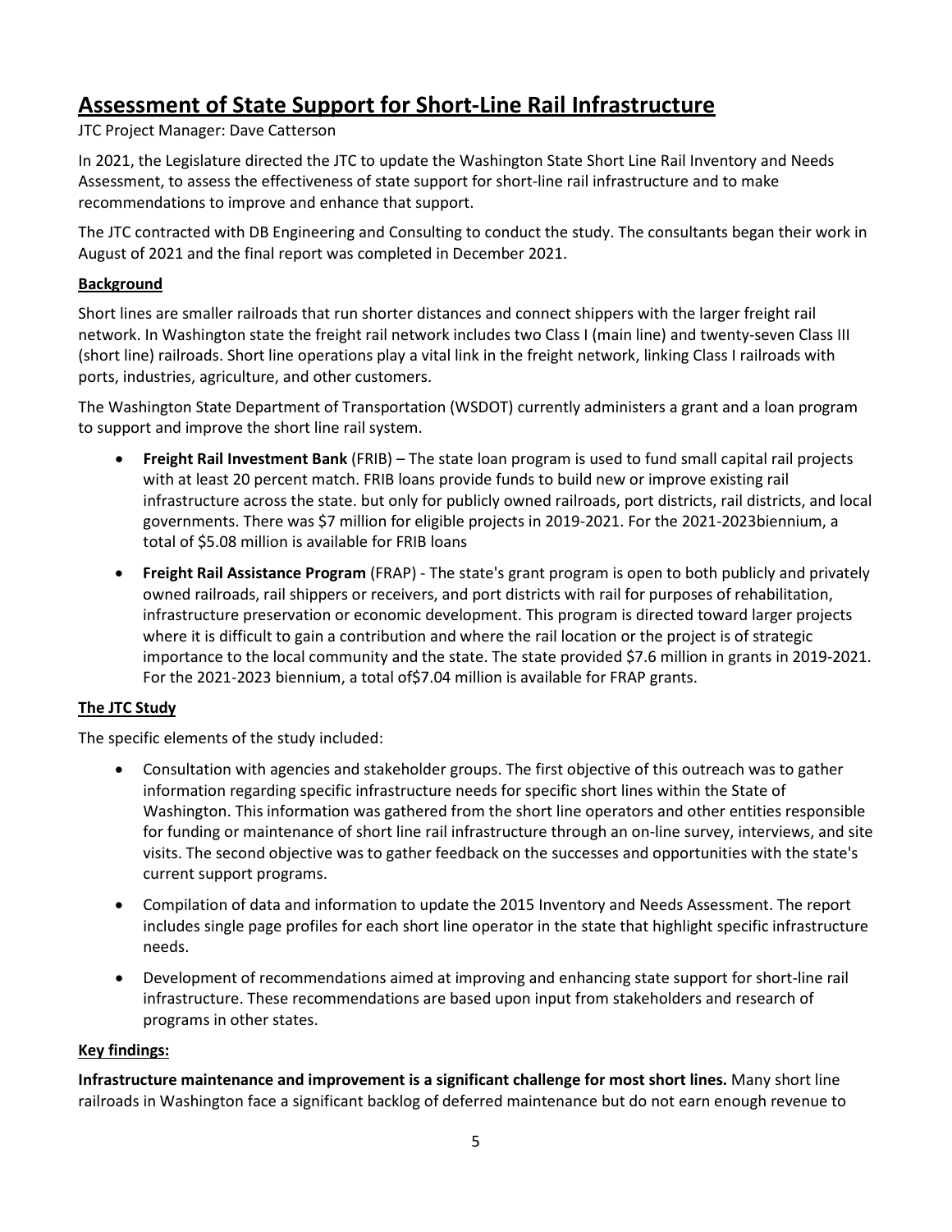## Assessment of State Support for Short-Line Rail Infrastructure

JTC Project Manager: Dave Catterson

In 2021, the Legislature directed the JTC to update the Washington State Short Line Rail Inventory and Needs Assessment, to assess the effectiveness of state support for short-line rail infrastructure and to make recommendations to improve and enhance that support.

The JTC contracted with DB Engineering and Consulting to conduct the study. The consultants began their work in August of 2021 and the final report was completed in December 2021.

### Background

Short lines are smaller railroads that run shorter distances and connect shippers with the larger freight rail network. In Washington state the freight rail network includes two Class I (main line) and twenty-seven Class III (short line) railroads. Short line operations play a vital link in the freight network, linking Class I railroads with ports, industries, agriculture, and other customers.

The Washington State Department of Transportation (WSDOT) currently administers a grant and a loan program to support and improve the short line rail system.

- **Freight Rail Investment Bank** (FRIB) – The state loan program is used to fund small capital rail projects with at least 20 percent match. FRIB loans provide funds to build new or improve existing rail infrastructure across the state. but only for publicly owned railroads, port districts, rail districts, and local governments. There was $7 million for eligible projects in 2019-2021. For the 2021-2023biennium, a total of $5.08 million is available for FRIB loans
- **Freight Rail Assistance Program** (FRAP) - The state's grant program is open to both publicly and privately owned railroads, rail shippers or receivers, and port districts with rail for purposes of rehabilitation, infrastructure preservation or economic development. This program is directed toward larger projects where it is difficult to gain a contribution and where the rail location or the project is of strategic importance to the local community and the state. The state provided $7.6 million in grants in 2019-2021. For the 2021-2023 biennium, a total of$7.04 million is available for FRAP grants.

### The JTC Study

The specific elements of the study included:

- Consultation with agencies and stakeholder groups. The first objective of this outreach was to gather information regarding specific infrastructure needs for specific short lines within the State of Washington. This information was gathered from the short line operators and other entities responsible for funding or maintenance of short line rail infrastructure through an on-line survey, interviews, and site visits. The second objective was to gather feedback on the successes and opportunities with the state's current support programs.
- Compilation of data and information to update the 2015 Inventory and Needs Assessment. The report includes single page profiles for each short line operator in the state that highlight specific infrastructure needs.
- Development of recommendations aimed at improving and enhancing state support for short-line rail infrastructure. These recommendations are based upon input from stakeholders and research of programs in other states.

### Key findings:

**Infrastructure maintenance and improvement is a significant challenge for most short lines.** Many short line railroads in Washington face a significant backlog of deferred maintenance but do not earn enough revenue to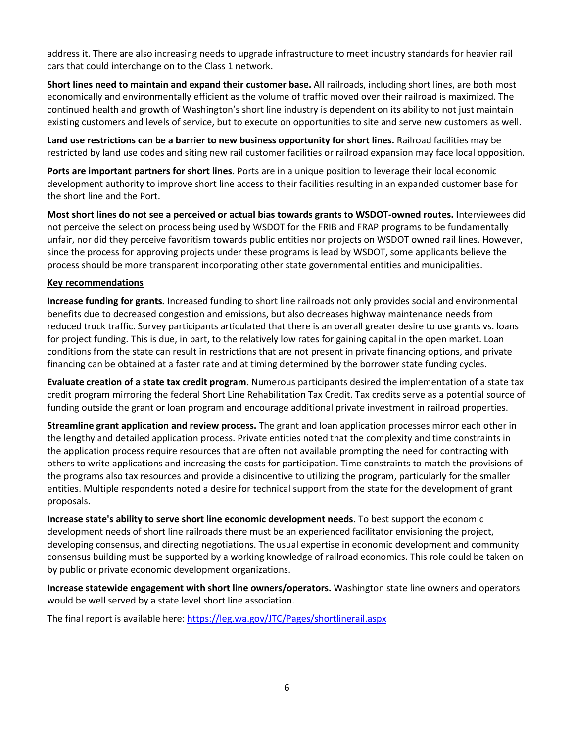address it. There are also increasing needs to upgrade infrastructure to meet industry standards for heavier rail cars that could interchange on to the Class 1 network.

**Short lines need to maintain and expand their customer base.** All railroads, including short lines, are both most economically and environmentally efficient as the volume of traffic moved over their railroad is maximized. The continued health and growth of Washington's short line industry is dependent on its ability to not just maintain existing customers and levels of service, but to execute on opportunities to site and serve new customers as well.

**Land use restrictions can be a barrier to new business opportunity for short lines.** Railroad facilities may be restricted by land use codes and siting new rail customer facilities or railroad expansion may face local opposition.

**Ports are important partners for short lines.** Ports are in a unique position to leverage their local economic development authority to improve short line access to their facilities resulting in an expanded customer base for the short line and the Port.

**Most short lines do not see a perceived or actual bias towards grants to WSDOT-owned routes. I**nterviewees did not perceive the selection process being used by WSDOT for the FRIB and FRAP programs to be fundamentally unfair, nor did they perceive favoritism towards public entities nor projects on WSDOT owned rail lines. However, since the process for approving projects under these programs is lead by WSDOT, some applicants believe the process should be more transparent incorporating other state governmental entities and municipalities.

**<u>Key recommendations</u>**

**Increase funding for grants.** Increased funding to short line railroads not only provides social and environmental benefits due to decreased congestion and emissions, but also decreases highway maintenance needs from reduced truck traffic. Survey participants articulated that there is an overall greater desire to use grants vs. loans for project funding. This is due, in part, to the relatively low rates for gaining capital in the open market. Loan conditions from the state can result in restrictions that are not present in private financing options, and private financing can be obtained at a faster rate and at timing determined by the borrower state funding cycles.

**Evaluate creation of a state tax credit program.** Numerous participants desired the implementation of a state tax credit program mirroring the federal Short Line Rehabilitation Tax Credit. Tax credits serve as a potential source of funding outside the grant or loan program and encourage additional private investment in railroad properties.

**Streamline grant application and review process.** The grant and loan application processes mirror each other in the lengthy and detailed application process. Private entities noted that the complexity and time constraints in the application process require resources that are often not available prompting the need for contracting with others to write applications and increasing the costs for participation. Time constraints to match the provisions of the programs also tax resources and provide a disincentive to utilizing the program, particularly for the smaller entities. Multiple respondents noted a desire for technical support from the state for the development of grant proposals.

**Increase state's ability to serve short line economic development needs.** To best support the economic development needs of short line railroads there must be an experienced facilitator envisioning the project, developing consensus, and directing negotiations. The usual expertise in economic development and community consensus building must be supported by a working knowledge of railroad economics. This role could be taken on by public or private economic development organizations.

**Increase statewide engagement with short line owners/operators.** Washington state line owners and operators would be well served by a state level short line association.

The final report is available here: [https://leg.wa.gov/JTC/Pages/shortlinerail.aspx](https://leg.wa.gov/JTC/Pages/shortlinerail.aspx)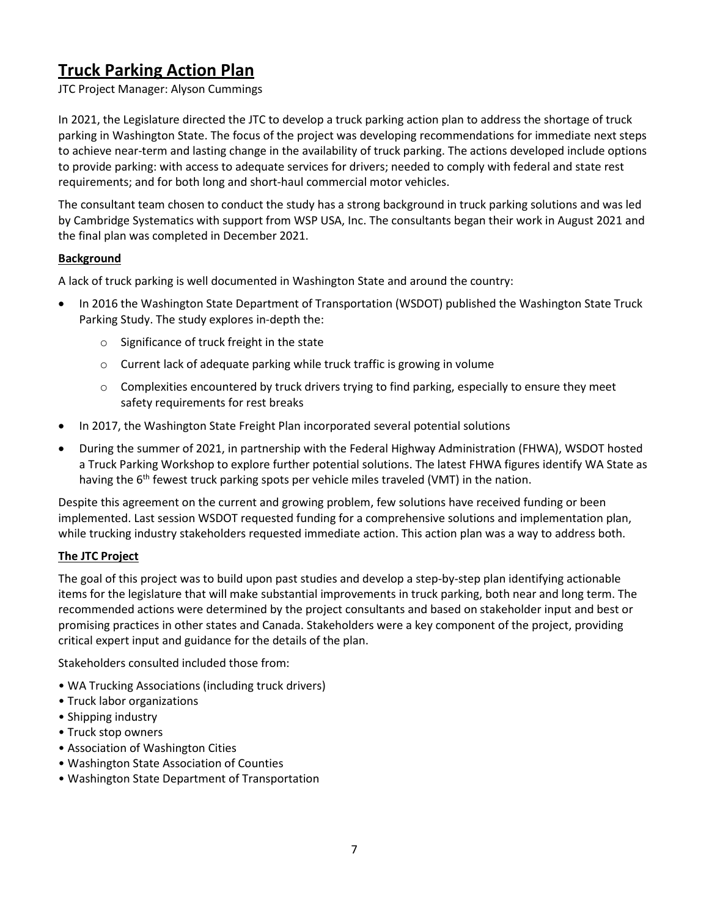# Truck Parking Action Plan

JTC Project Manager: Alyson Cummings

In 2021, the Legislature directed the JTC to develop a truck parking action plan to address the shortage of truck parking in Washington State. The focus of the project was developing recommendations for immediate next steps to achieve near-term and lasting change in the availability of truck parking. The actions developed include options to provide parking: with access to adequate services for drivers; needed to comply with federal and state rest requirements; and for both long and short-haul commercial motor vehicles.

The consultant team chosen to conduct the study has a strong background in truck parking solutions and was led by Cambridge Systematics with support from WSP USA, Inc. The consultants began their work in August 2021 and the final plan was completed in December 2021.

## Background

A lack of truck parking is well documented in Washington State and around the country:

- In 2016 the Washington State Department of Transportation (WSDOT) published the Washington State Truck Parking Study. The study explores in-depth the:
  - Significance of truck freight in the state
  - Current lack of adequate parking while truck traffic is growing in volume
  - Complexities encountered by truck drivers trying to find parking, especially to ensure they meet safety requirements for rest breaks
- In 2017, the Washington State Freight Plan incorporated several potential solutions
- During the summer of 2021, in partnership with the Federal Highway Administration (FHWA), WSDOT hosted a Truck Parking Workshop to explore further potential solutions. The latest FHWA figures identify WA State as having the 6th fewest truck parking spots per vehicle miles traveled (VMT) in the nation.

Despite this agreement on the current and growing problem, few solutions have received funding or been implemented. Last session WSDOT requested funding for a comprehensive solutions and implementation plan, while trucking industry stakeholders requested immediate action. This action plan was a way to address both.

## The JTC Project

The goal of this project was to build upon past studies and develop a step-by-step plan identifying actionable items for the legislature that will make substantial improvements in truck parking, both near and long term. The recommended actions were determined by the project consultants and based on stakeholder input and best or promising practices in other states and Canada. Stakeholders were a key component of the project, providing critical expert input and guidance for the details of the plan.

Stakeholders consulted included those from:

- WA Trucking Associations (including truck drivers)
- Truck labor organizations
- Shipping industry
- Truck stop owners
- Association of Washington Cities
- Washington State Association of Counties
- Washington State Department of Transportation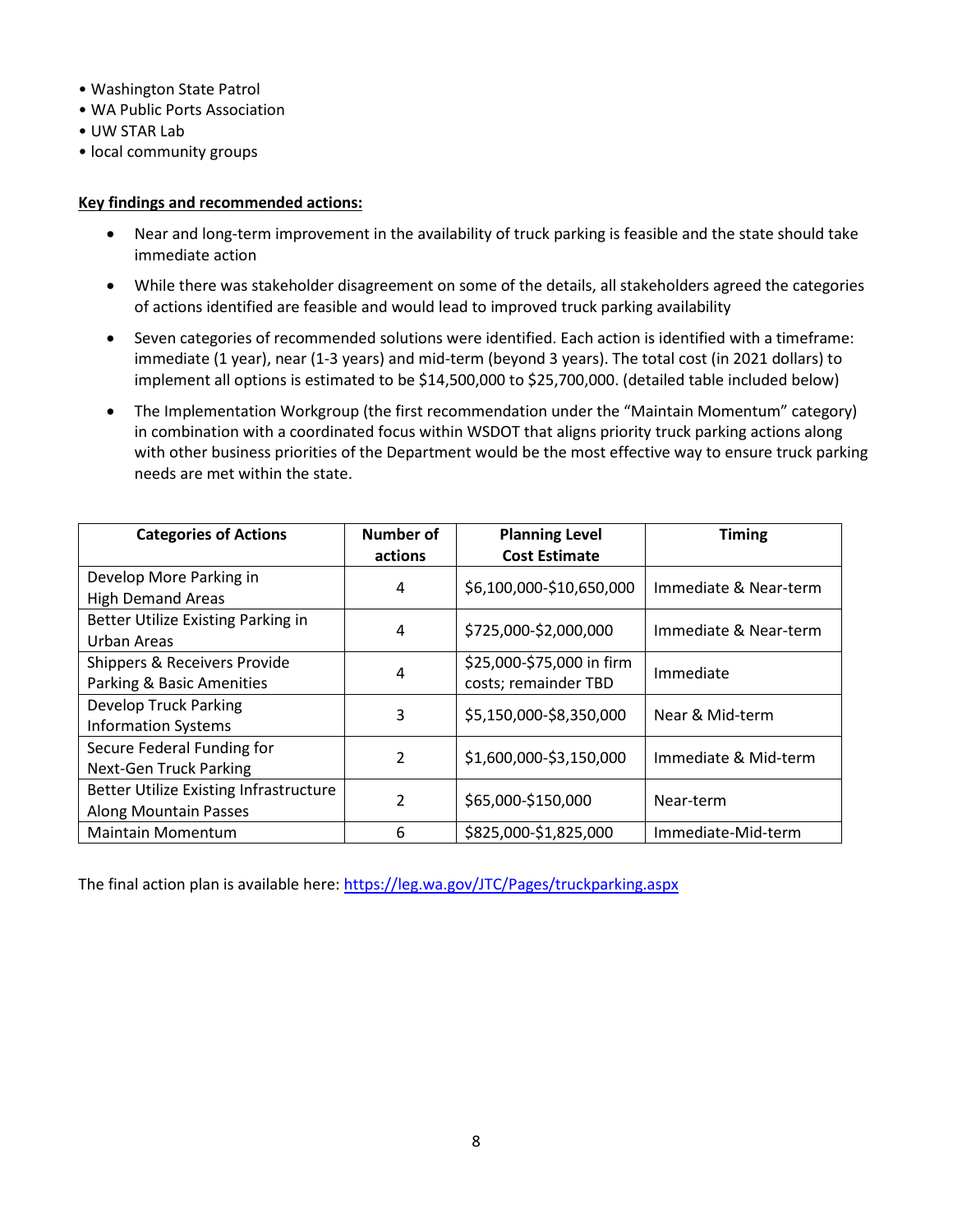- Washington State Patrol
- WA Public Ports Association
- UW STAR Lab
- local community groups

**Key findings and recommended actions:**

- Near and long-term improvement in the availability of truck parking is feasible and the state should take immediate action
- While there was stakeholder disagreement on some of the details, all stakeholders agreed the categories of actions identified are feasible and would lead to improved truck parking availability
- Seven categories of recommended solutions were identified. Each action is identified with a timeframe: immediate (1 year), near (1-3 years) and mid-term (beyond 3 years). The total cost (in 2021 dollars) to implement all options is estimated to be $14,500,000 to $25,700,000. (detailed table included below)
- The Implementation Workgroup (the first recommendation under the "Maintain Momentum" category) in combination with a coordinated focus within WSDOT that aligns priority truck parking actions along with other business priorities of the Department would be the most effective way to ensure truck parking needs are met within the state.

| Categories of Actions | Number of actions | Planning Level Cost Estimate | Timing |
|---|---|---|---|
| Develop More Parking in High Demand Areas | 4 | $6,100,000-$10,650,000 | Immediate & Near-term |
| Better Utilize Existing Parking in Urban Areas | 4 | $725,000-$2,000,000 | Immediate & Near-term |
| Shippers & Receivers Provide Parking & Basic Amenities | 4 | $25,000-$75,000 in firm costs; remainder TBD | Immediate |
| Develop Truck Parking Information Systems | 3 | $5,150,000-$8,350,000 | Near & Mid-term |
| Secure Federal Funding for Next-Gen Truck Parking | 2 | $1,600,000-$3,150,000 | Immediate & Mid-term |
| Better Utilize Existing Infrastructure Along Mountain Passes | 2 | $65,000-$150,000 | Near-term |
| Maintain Momentum | 6 | $825,000-$1,825,000 | Immediate-Mid-term |

The final action plan is available here: https://leg.wa.gov/JTC/Pages/truckparking.aspx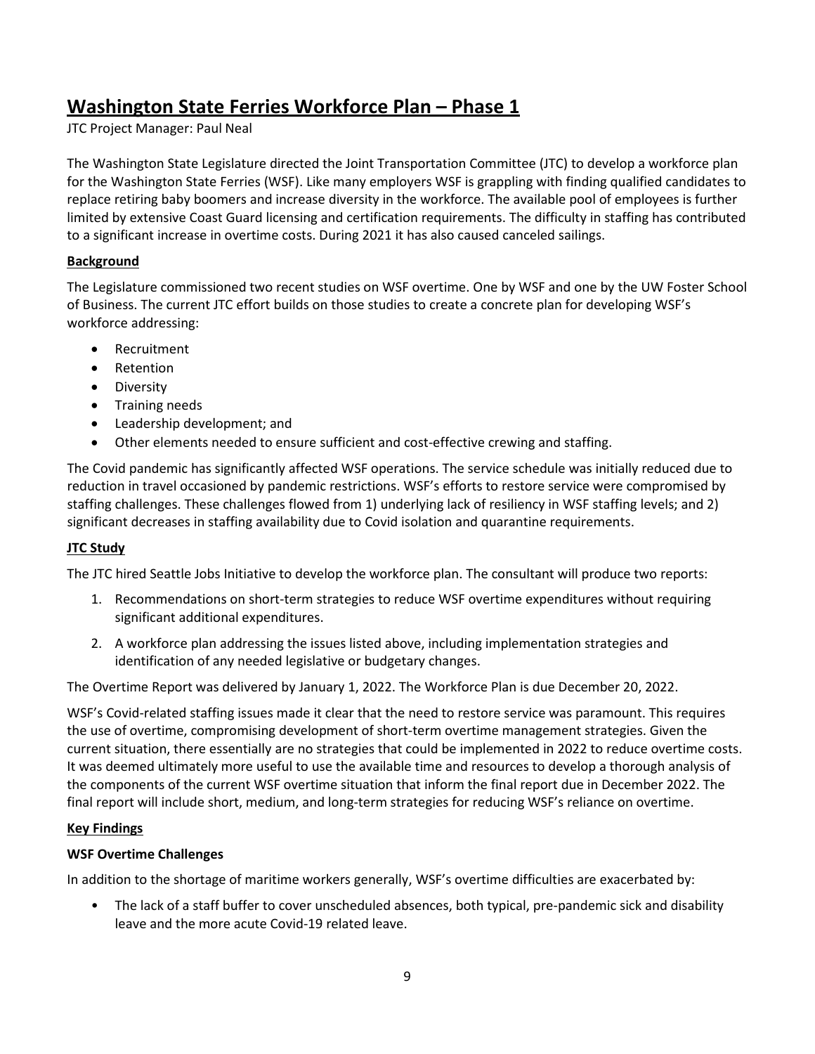# Washington State Ferries Workforce Plan – Phase 1

JTC Project Manager: Paul Neal

The Washington State Legislature directed the Joint Transportation Committee (JTC) to develop a workforce plan for the Washington State Ferries (WSF). Like many employers WSF is grappling with finding qualified candidates to replace retiring baby boomers and increase diversity in the workforce. The available pool of employees is further limited by extensive Coast Guard licensing and certification requirements. The difficulty in staffing has contributed to a significant increase in overtime costs. During 2021 it has also caused canceled sailings.

## Background

The Legislature commissioned two recent studies on WSF overtime. One by WSF and one by the UW Foster School of Business. The current JTC effort builds on those studies to create a concrete plan for developing WSF's workforce addressing:

- Recruitment
- Retention
- Diversity
- Training needs
- Leadership development; and
- Other elements needed to ensure sufficient and cost-effective crewing and staffing.

The Covid pandemic has significantly affected WSF operations. The service schedule was initially reduced due to reduction in travel occasioned by pandemic restrictions. WSF's efforts to restore service were compromised by staffing challenges. These challenges flowed from 1) underlying lack of resiliency in WSF staffing levels; and 2) significant decreases in staffing availability due to Covid isolation and quarantine requirements.

## JTC Study

The JTC hired Seattle Jobs Initiative to develop the workforce plan. The consultant will produce two reports:

1. Recommendations on short-term strategies to reduce WSF overtime expenditures without requiring significant additional expenditures.
2. A workforce plan addressing the issues listed above, including implementation strategies and identification of any needed legislative or budgetary changes.

The Overtime Report was delivered by January 1, 2022. The Workforce Plan is due December 20, 2022.

WSF's Covid-related staffing issues made it clear that the need to restore service was paramount. This requires the use of overtime, compromising development of short-term overtime management strategies. Given the current situation, there essentially are no strategies that could be implemented in 2022 to reduce overtime costs. It was deemed ultimately more useful to use the available time and resources to develop a thorough analysis of the components of the current WSF overtime situation that inform the final report due in December 2022. The final report will include short, medium, and long-term strategies for reducing WSF's reliance on overtime.

## Key Findings

### WSF Overtime Challenges

In addition to the shortage of maritime workers generally, WSF's overtime difficulties are exacerbated by:

- The lack of a staff buffer to cover unscheduled absences, both typical, pre-pandemic sick and disability leave and the more acute Covid-19 related leave.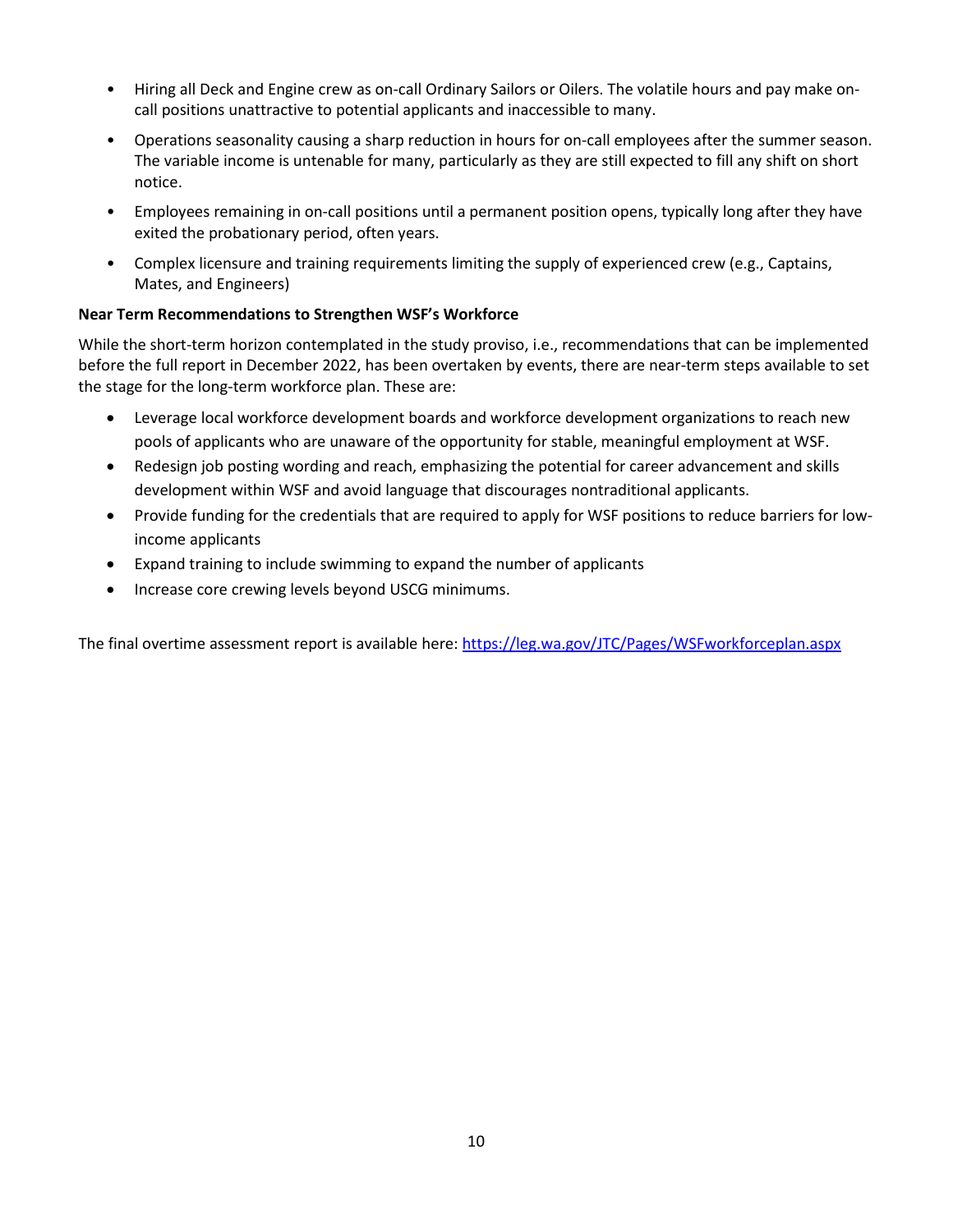- Hiring all Deck and Engine crew as on-call Ordinary Sailors or Oilers. The volatile hours and pay make on-call positions unattractive to potential applicants and inaccessible to many.
- Operations seasonality causing a sharp reduction in hours for on-call employees after the summer season. The variable income is untenable for many, particularly as they are still expected to fill any shift on short notice.
- Employees remaining in on-call positions until a permanent position opens, typically long after they have exited the probationary period, often years.
- Complex licensure and training requirements limiting the supply of experienced crew (e.g., Captains, Mates, and Engineers)

**Near Term Recommendations to Strengthen WSF's Workforce**

While the short-term horizon contemplated in the study proviso, i.e., recommendations that can be implemented before the full report in December 2022, has been overtaken by events, there are near-term steps available to set the stage for the long-term workforce plan. These are:

- Leverage local workforce development boards and workforce development organizations to reach new pools of applicants who are unaware of the opportunity for stable, meaningful employment at WSF.
- Redesign job posting wording and reach, emphasizing the potential for career advancement and skills development within WSF and avoid language that discourages nontraditional applicants.
- Provide funding for the credentials that are required to apply for WSF positions to reduce barriers for low-income applicants
- Expand training to include swimming to expand the number of applicants
- Increase core crewing levels beyond USCG minimums.

The final overtime assessment report is available here: [https://leg.wa.gov/JTC/Pages/WSFworkforceplan.aspx](https://leg.wa.gov/JTC/Pages/WSFworkforceplan.aspx)